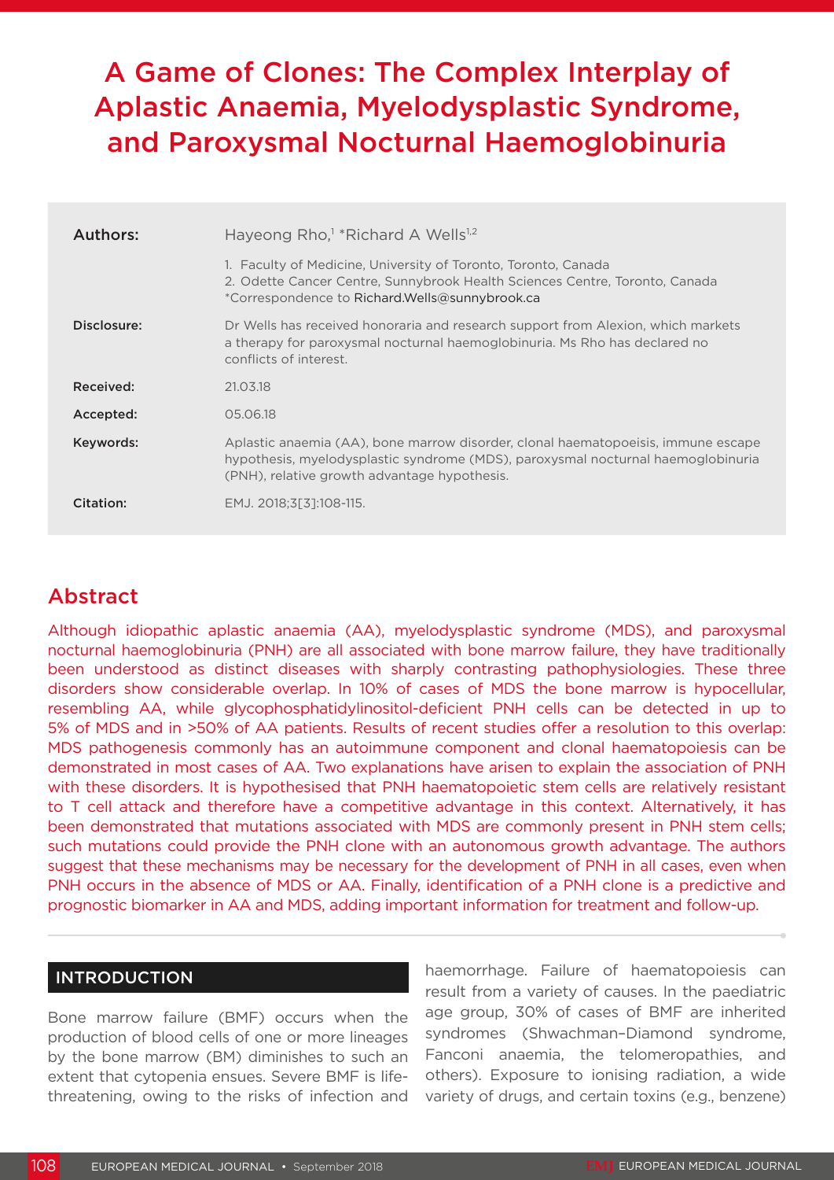# A Game of Clones: The Complex Interplay of Aplastic Anaemia, Myelodysplastic Syndrome, and Paroxysmal Nocturnal Haemoglobinuria

| | |
|---|---|
| **Authors:** | Hayeong Rho,[1] *Richard A Wells[1,2] |
| | 1. Faculty of Medicine, University of Toronto, Toronto, Canada<br>2. Odette Cancer Centre, Sunnybrook Health Sciences Centre, Toronto, Canada<br>*Correspondence to Richard.Wells@sunnybrook.ca |
| **Disclosure:** | Dr Wells has received honoraria and research support from Alexion, which markets a therapy for paroxysmal nocturnal haemoglobinuria. Ms Rho has declared no conflicts of interest. |
| **Received:** | 21.03.18 |
| **Accepted:** | 05.06.18 |
| **Keywords:** | Aplastic anaemia (AA), bone marrow disorder, clonal haematopoeisis, immune escape hypothesis, myelodysplastic syndrome (MDS), paroxysmal nocturnal haemoglobinuria (PNH), relative growth advantage hypothesis. |
| **Citation:** | EMJ. 2018;3[3]:108-115. |

## Abstract

Although idiopathic aplastic anaemia (AA), myelodysplastic syndrome (MDS), and paroxysmal nocturnal haemoglobinuria (PNH) are all associated with bone marrow failure, they have traditionally been understood as distinct diseases with sharply contrasting pathophysiologies. These three disorders show considerable overlap. In 10% of cases of MDS the bone marrow is hypocellular, resembling AA, while glycophosphatidylinositol-deficient PNH cells can be detected in up to 5% of MDS and in >50% of AA patients. Results of recent studies offer a resolution to this overlap: MDS pathogenesis commonly has an autoimmune component and clonal haematopoiesis can be demonstrated in most cases of AA. Two explanations have arisen to explain the association of PNH with these disorders. It is hypothesised that PNH haematopoietic stem cells are relatively resistant to T cell attack and therefore have a competitive advantage in this context. Alternatively, it has been demonstrated that mutations associated with MDS are commonly present in PNH stem cells; such mutations could provide the PNH clone with an autonomous growth advantage. The authors suggest that these mechanisms may be necessary for the development of PNH in all cases, even when PNH occurs in the absence of MDS or AA. Finally, identification of a PNH clone is a predictive and prognostic biomarker in AA and MDS, adding important information for treatment and follow-up.

## INTRODUCTION

Bone marrow failure (BMF) occurs when the production of blood cells of one or more lineages by the bone marrow (BM) diminishes to such an extent that cytopenia ensues. Severe BMF is life-threatening, owing to the risks of infection and haemorrhage. Failure of haematopoiesis can result from a variety of causes. In the paediatric age group, 30% of cases of BMF are inherited syndromes (Shwachman–Diamond syndrome, Fanconi anaemia, the telomeropathies, and others). Exposure to ionising radiation, a wide variety of drugs, and certain toxins (e.g., benzene)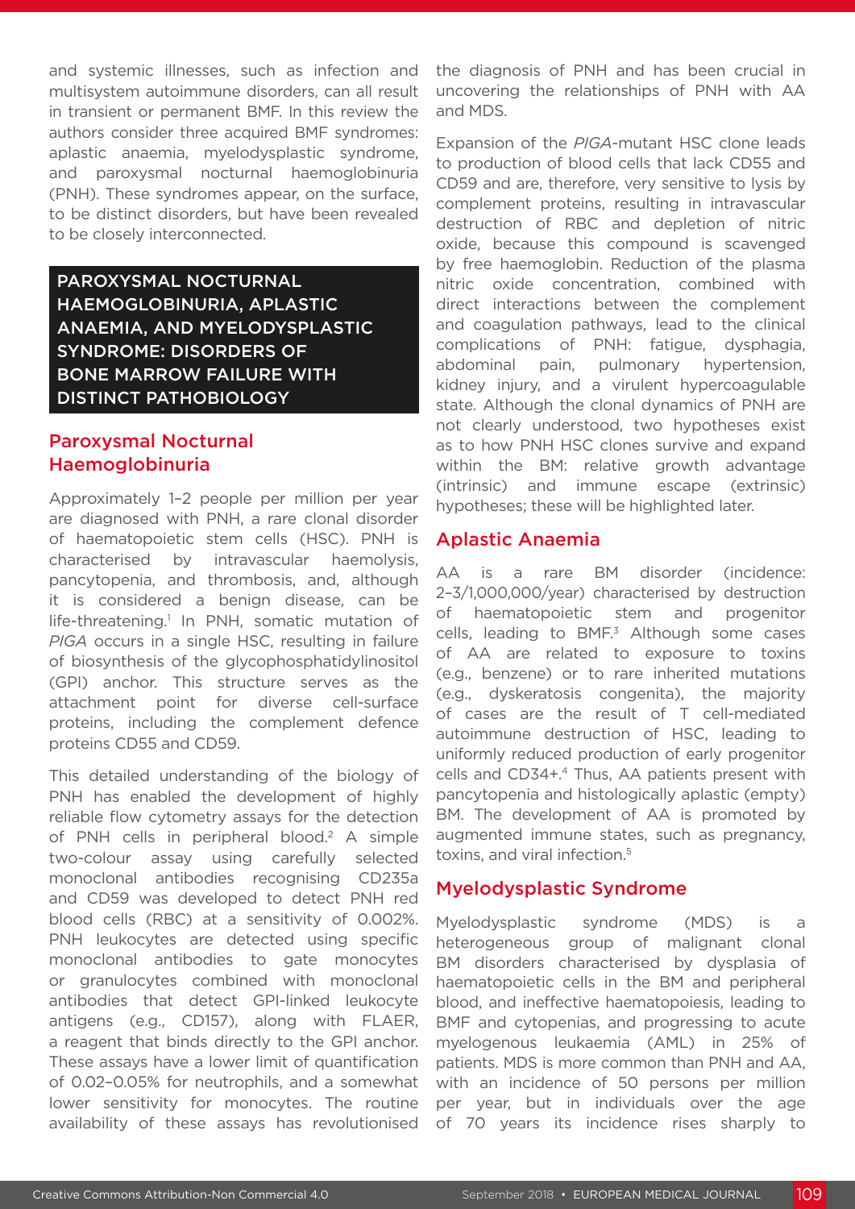and systemic illnesses, such as infection and multisystem autoimmune disorders, can all result in transient or permanent BMF. In this review the authors consider three acquired BMF syndromes: aplastic anaemia, myelodysplastic syndrome, and paroxysmal nocturnal haemoglobinuria (PNH). These syndromes appear, on the surface, to be distinct disorders, but have been revealed to be closely interconnected.

## PAROXYSMAL NOCTURNAL HAEMOGLOBINURIA, APLASTIC ANAEMIA, AND MYELODYSPLASTIC SYNDROME: DISORDERS OF BONE MARROW FAILURE WITH DISTINCT PATHOBIOLOGY

### Paroxysmal Nocturnal Haemoglobinuria

Approximately 1–2 people per million per year are diagnosed with PNH, a rare clonal disorder of haematopoietic stem cells (HSC). PNH is characterised by intravascular haemolysis, pancytopenia, and thrombosis, and, although it is considered a benign disease, can be life-threatening.[1] In PNH, somatic mutation of *PIGA* occurs in a single HSC, resulting in failure of biosynthesis of the glycophosphatidylinositol (GPI) anchor. This structure serves as the attachment point for diverse cell-surface proteins, including the complement defence proteins CD55 and CD59.

This detailed understanding of the biology of PNH has enabled the development of highly reliable flow cytometry assays for the detection of PNH cells in peripheral blood.[2] A simple two-colour assay using carefully selected monoclonal antibodies recognising CD235a and CD59 was developed to detect PNH red blood cells (RBC) at a sensitivity of 0.002%. PNH leukocytes are detected using specific monoclonal antibodies to gate monocytes or granulocytes combined with monoclonal antibodies that detect GPI-linked leukocyte antigens (e.g., CD157), along with FLAER, a reagent that binds directly to the GPI anchor. These assays have a lower limit of quantification of 0.02–0.05% for neutrophils, and a somewhat lower sensitivity for monocytes. The routine availability of these assays has revolutionised the diagnosis of PNH and has been crucial in uncovering the relationships of PNH with AA and MDS.

Expansion of the *PIGA*-mutant HSC clone leads to production of blood cells that lack CD55 and CD59 and are, therefore, very sensitive to lysis by complement proteins, resulting in intravascular destruction of RBC and depletion of nitric oxide, because this compound is scavenged by free haemoglobin. Reduction of the plasma nitric oxide concentration, combined with direct interactions between the complement and coagulation pathways, lead to the clinical complications of PNH: fatigue, dysphagia, abdominal pain, pulmonary hypertension, kidney injury, and a virulent hypercoagulable state. Although the clonal dynamics of PNH are not clearly understood, two hypotheses exist as to how PNH HSC clones survive and expand within the BM: relative growth advantage (intrinsic) and immune escape (extrinsic) hypotheses; these will be highlighted later.

### Aplastic Anaemia

AA is a rare BM disorder (incidence: 2–3/1,000,000/year) characterised by destruction of haematopoietic stem and progenitor cells, leading to BMF.[3] Although some cases of AA are related to exposure to toxins (e.g., benzene) or to rare inherited mutations (e.g., dyskeratosis congenita), the majority of cases are the result of T cell-mediated autoimmune destruction of HSC, leading to uniformly reduced production of early progenitor cells and CD34+.[4] Thus, AA patients present with pancytopenia and histologically aplastic (empty) BM. The development of AA is promoted by augmented immune states, such as pregnancy, toxins, and viral infection.[5]

### Myelodysplastic Syndrome

Myelodysplastic syndrome (MDS) is a heterogeneous group of malignant clonal BM disorders characterised by dysplasia of haematopoietic cells in the BM and peripheral blood, and ineffective haematopoiesis, leading to BMF and cytopenias, and progressing to acute myelogenous leukaemia (AML) in 25% of patients. MDS is more common than PNH and AA, with an incidence of 50 persons per million per year, but in individuals over the age of 70 years its incidence rises sharply to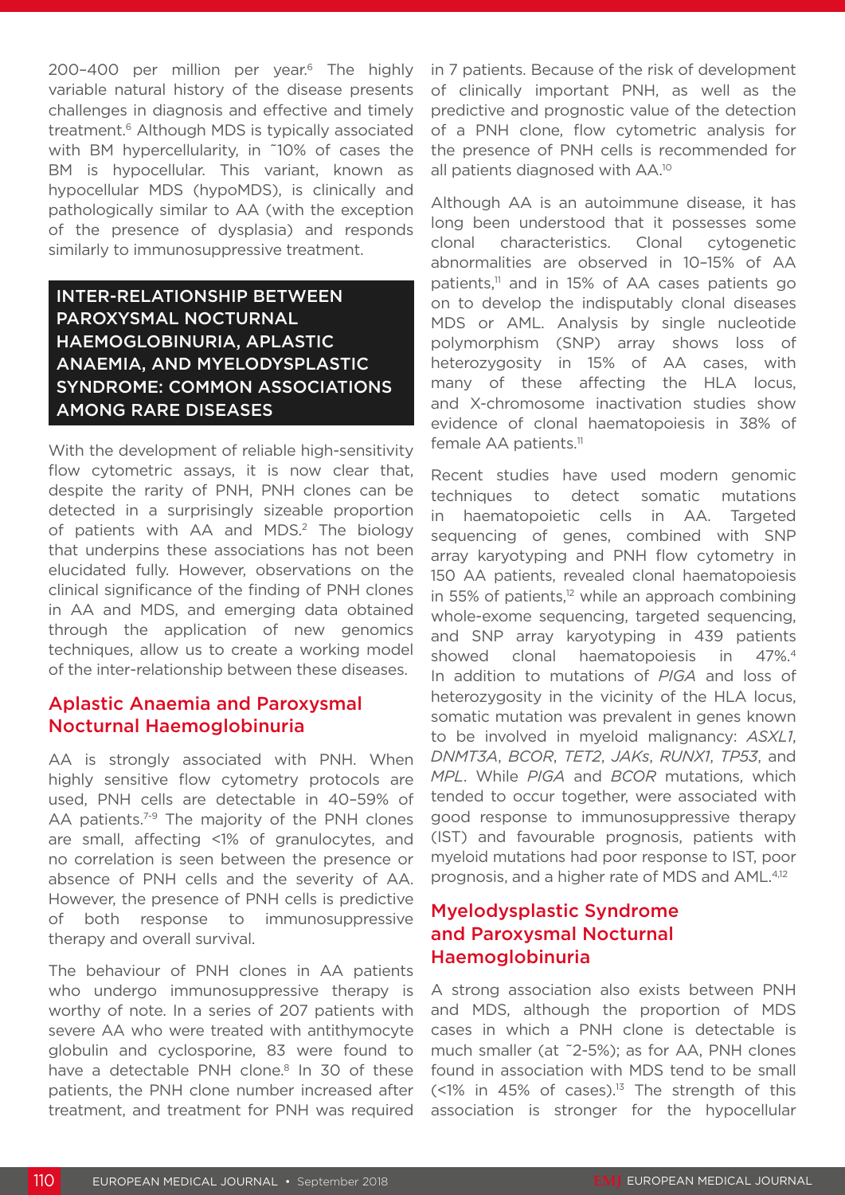200–400 per million per year.[6] The highly variable natural history of the disease presents challenges in diagnosis and effective and timely treatment.[6] Although MDS is typically associated with BM hypercellularity, in ˜10% of cases the BM is hypocellular. This variant, known as hypocellular MDS (hypoMDS), is clinically and pathologically similar to AA (with the exception of the presence of dysplasia) and responds similarly to immunosuppressive treatment.

## INTER-RELATIONSHIP BETWEEN PAROXYSMAL NOCTURNAL HAEMOGLOBINURIA, APLASTIC ANAEMIA, AND MYELODYSPLASTIC SYNDROME: COMMON ASSOCIATIONS AMONG RARE DISEASES

With the development of reliable high-sensitivity flow cytometric assays, it is now clear that, despite the rarity of PNH, PNH clones can be detected in a surprisingly sizeable proportion of patients with AA and MDS.[2] The biology that underpins these associations has not been elucidated fully. However, observations on the clinical significance of the finding of PNH clones in AA and MDS, and emerging data obtained through the application of new genomics techniques, allow us to create a working model of the inter-relationship between these diseases.

### Aplastic Anaemia and Paroxysmal Nocturnal Haemoglobinuria

AA is strongly associated with PNH. When highly sensitive flow cytometry protocols are used, PNH cells are detectable in 40–59% of AA patients.[7-9] The majority of the PNH clones are small, affecting <1% of granulocytes, and no correlation is seen between the presence or absence of PNH cells and the severity of AA. However, the presence of PNH cells is predictive of both response to immunosuppressive therapy and overall survival.

The behaviour of PNH clones in AA patients who undergo immunosuppressive therapy is worthy of note. In a series of 207 patients with severe AA who were treated with antithymocyte globulin and cyclosporine, 83 were found to have a detectable PNH clone.[8] In 30 of these patients, the PNH clone number increased after treatment, and treatment for PNH was required in 7 patients. Because of the risk of development of clinically important PNH, as well as the predictive and prognostic value of the detection of a PNH clone, flow cytometric analysis for the presence of PNH cells is recommended for all patients diagnosed with AA.[10]

Although AA is an autoimmune disease, it has long been understood that it possesses some clonal characteristics. Clonal cytogenetic abnormalities are observed in 10–15% of AA patients,[11] and in 15% of AA cases patients go on to develop the indisputably clonal diseases MDS or AML. Analysis by single nucleotide polymorphism (SNP) array shows loss of heterozygosity in 15% of AA cases, with many of these affecting the HLA locus, and X-chromosome inactivation studies show evidence of clonal haematopoiesis in 38% of female AA patients.[11]

Recent studies have used modern genomic techniques to detect somatic mutations in haematopoietic cells in AA. Targeted sequencing of genes, combined with SNP array karyotyping and PNH flow cytometry in 150 AA patients, revealed clonal haematopoiesis in 55% of patients,[12] while an approach combining whole-exome sequencing, targeted sequencing, and SNP array karyotyping in 439 patients showed clonal haematopoiesis in 47%.[4] In addition to mutations of *PIGA* and loss of heterozygosity in the vicinity of the HLA locus, somatic mutation was prevalent in genes known to be involved in myeloid malignancy: *ASXL1*, *DNMT3A*, *BCOR*, *TET2*, *JAKs*, *RUNX1*, *TP53*, and *MPL*. While *PIGA* and *BCOR* mutations, which tended to occur together, were associated with good response to immunosuppressive therapy (IST) and favourable prognosis, patients with myeloid mutations had poor response to IST, poor prognosis, and a higher rate of MDS and AML.[4,12]

### Myelodysplastic Syndrome and Paroxysmal Nocturnal Haemoglobinuria

A strong association also exists between PNH and MDS, although the proportion of MDS cases in which a PNH clone is detectable is much smaller (at ˜2-5%); as for AA, PNH clones found in association with MDS tend to be small (<1% in 45% of cases).[13] The strength of this association is stronger for the hypocellular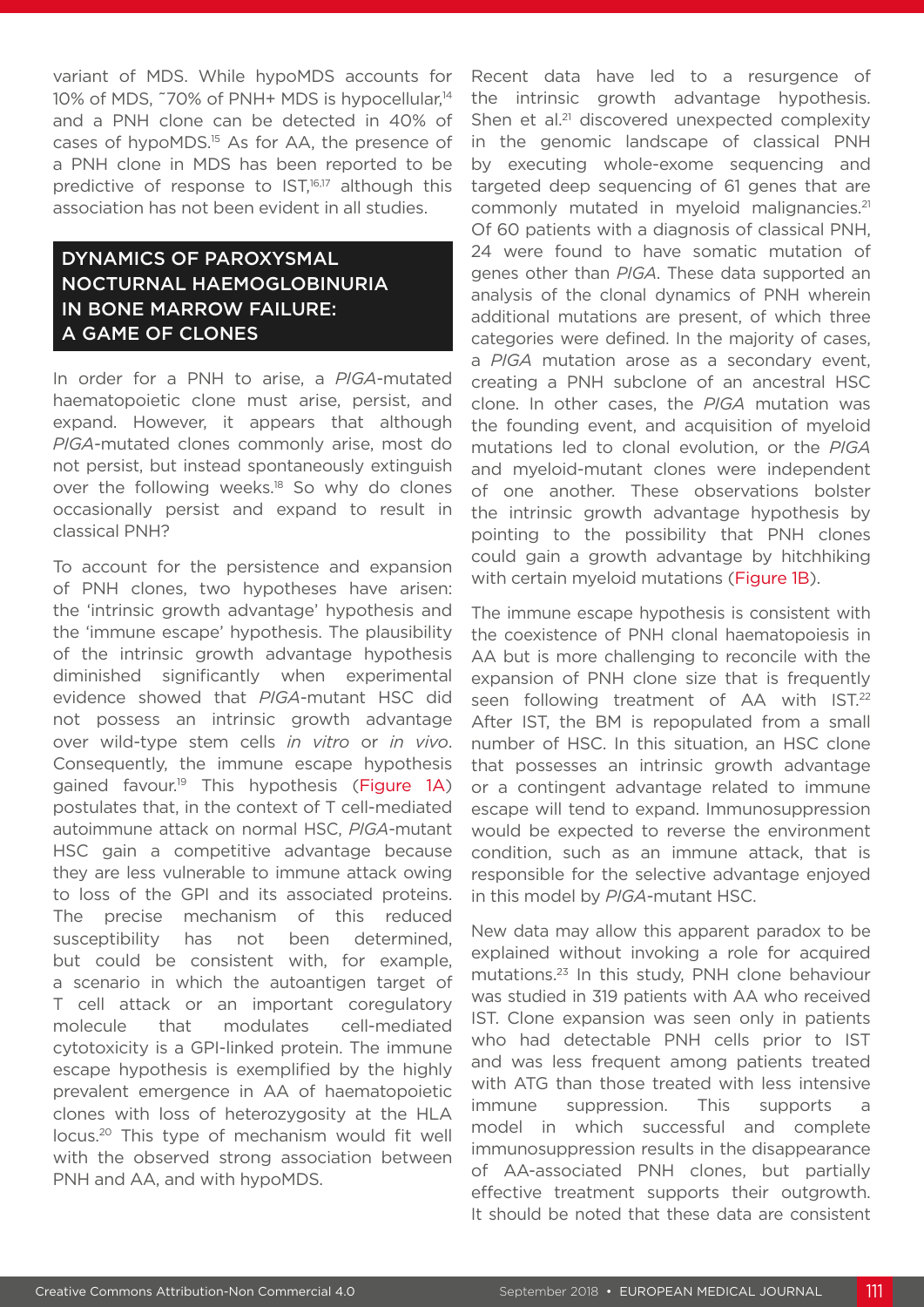variant of MDS. While hypoMDS accounts for 10% of MDS, ~70% of PNH+ MDS is hypocellular,[14] and a PNH clone can be detected in 40% of cases of hypoMDS.[15] As for AA, the presence of a PNH clone in MDS has been reported to be predictive of response to IST,[16,17] although this association has not been evident in all studies.

## DYNAMICS OF PAROXYSMAL NOCTURNAL HAEMOGLOBINURIA IN BONE MARROW FAILURE: A GAME OF CLONES

In order for a PNH to arise, a *PIGA*-mutated haematopoietic clone must arise, persist, and expand. However, it appears that although *PIGA*-mutated clones commonly arise, most do not persist, but instead spontaneously extinguish over the following weeks.[18] So why do clones occasionally persist and expand to result in classical PNH?

To account for the persistence and expansion of PNH clones, two hypotheses have arisen: the 'intrinsic growth advantage' hypothesis and the 'immune escape' hypothesis. The plausibility of the intrinsic growth advantage hypothesis diminished significantly when experimental evidence showed that *PIGA*-mutant HSC did not possess an intrinsic growth advantage over wild-type stem cells *in vitro* or *in vivo*. Consequently, the immune escape hypothesis gained favour.[19] This hypothesis (Figure 1A) postulates that, in the context of T cell-mediated autoimmune attack on normal HSC, *PIGA*-mutant HSC gain a competitive advantage because they are less vulnerable to immune attack owing to loss of the GPI and its associated proteins. The precise mechanism of this reduced susceptibility has not been determined, but could be consistent with, for example, a scenario in which the autoantigen target of T cell attack or an important coregulatory molecule that modulates cell-mediated cytotoxicity is a GPI-linked protein. The immune escape hypothesis is exemplified by the highly prevalent emergence in AA of haematopoietic clones with loss of heterozygosity at the HLA locus.[20] This type of mechanism would fit well with the observed strong association between PNH and AA, and with hypoMDS.

Recent data have led to a resurgence of the intrinsic growth advantage hypothesis. Shen et al.[21] discovered unexpected complexity in the genomic landscape of classical PNH by executing whole-exome sequencing and targeted deep sequencing of 61 genes that are commonly mutated in myeloid malignancies.[21] Of 60 patients with a diagnosis of classical PNH, 24 were found to have somatic mutation of genes other than *PIGA*. These data supported an analysis of the clonal dynamics of PNH wherein additional mutations are present, of which three categories were defined. In the majority of cases, a *PIGA* mutation arose as a secondary event, creating a PNH subclone of an ancestral HSC clone. In other cases, the *PIGA* mutation was the founding event, and acquisition of myeloid mutations led to clonal evolution, or the *PIGA* and myeloid-mutant clones were independent of one another. These observations bolster the intrinsic growth advantage hypothesis by pointing to the possibility that PNH clones could gain a growth advantage by hitchhiking with certain myeloid mutations (Figure 1B).

The immune escape hypothesis is consistent with the coexistence of PNH clonal haematopoiesis in AA but is more challenging to reconcile with the expansion of PNH clone size that is frequently seen following treatment of AA with IST.[22] After IST, the BM is repopulated from a small number of HSC. In this situation, an HSC clone that possesses an intrinsic growth advantage or a contingent advantage related to immune escape will tend to expand. Immunosuppression would be expected to reverse the environment condition, such as an immune attack, that is responsible for the selective advantage enjoyed in this model by *PIGA*-mutant HSC.

New data may allow this apparent paradox to be explained without invoking a role for acquired mutations.[23] In this study, PNH clone behaviour was studied in 319 patients with AA who received IST. Clone expansion was seen only in patients who had detectable PNH cells prior to IST and was less frequent among patients treated with ATG than those treated with less intensive immune suppression. This supports a model in which successful and complete immunosuppression results in the disappearance of AA-associated PNH clones, but partially effective treatment supports their outgrowth. It should be noted that these data are consistent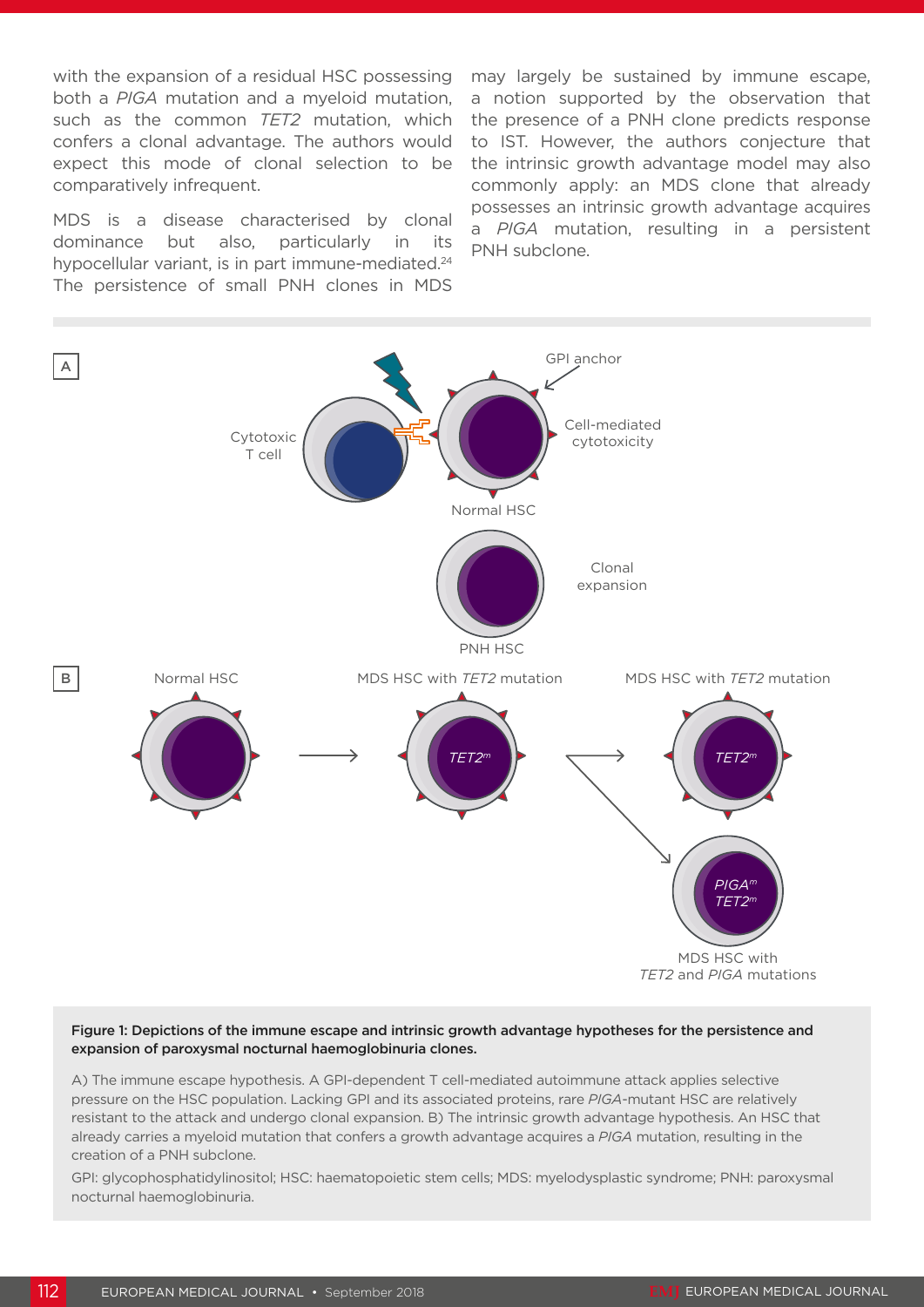with the expansion of a residual HSC possessing both a *PIGA* mutation and a myeloid mutation, such as the common *TET2* mutation, which confers a clonal advantage. The authors would expect this mode of clonal selection to be comparatively infrequent.

MDS is a disease characterised by clonal dominance but also, particularly in its hypocellular variant, is in part immune-mediated.[24] The persistence of small PNH clones in MDS may largely be sustained by immune escape, a notion supported by the observation that the presence of a PNH clone predicts response to IST. However, the authors conjecture that the intrinsic growth advantage model may also commonly apply: an MDS clone that already possesses an intrinsic growth advantage acquires a *PIGA* mutation, resulting in a persistent PNH subclone.

**Figure 1: Depictions of the immune escape and intrinsic growth advantage hypotheses for the persistence and expansion of paroxysmal nocturnal haemoglobinuria clones.**

A) The immune escape hypothesis. A GPI-dependent T cell-mediated autoimmune attack applies selective pressure on the HSC population. Lacking GPI and its associated proteins, rare *PIGA*-mutant HSC are relatively resistant to the attack and undergo clonal expansion. B) The intrinsic growth advantage hypothesis. An HSC that already carries a myeloid mutation that confers a growth advantage acquires a *PIGA* mutation, resulting in the creation of a PNH subclone.

GPI: glycophosphatidylinositol; HSC: haematopoietic stem cells; MDS: myelodysplastic syndrome; PNH: paroxysmal nocturnal haemoglobinuria.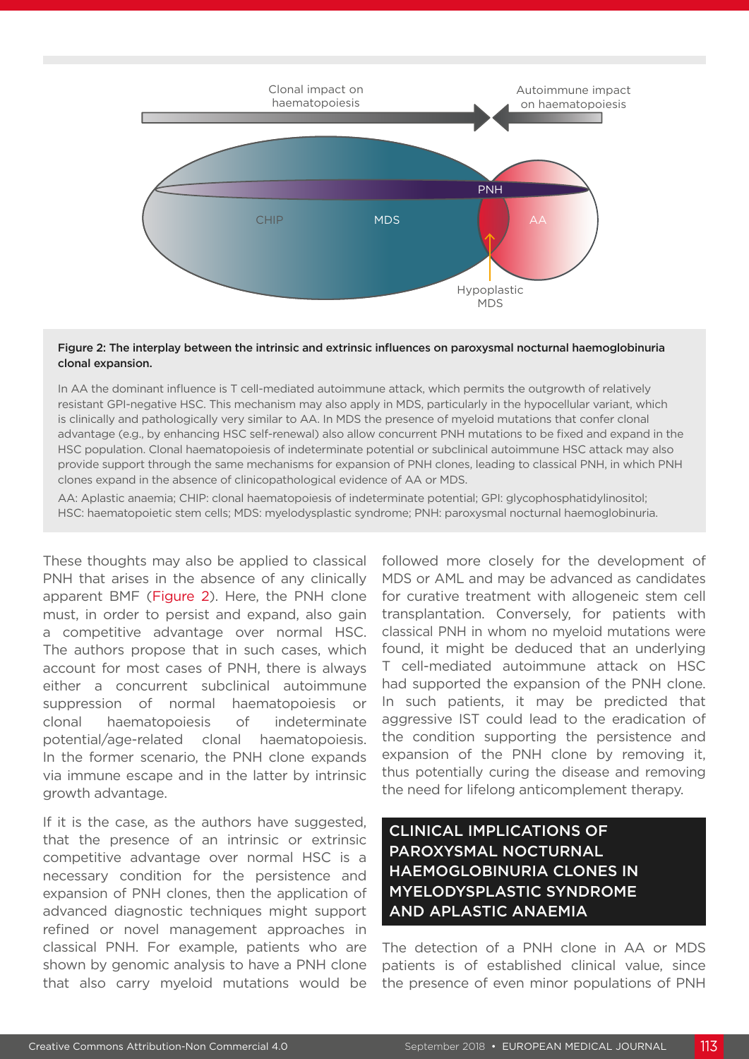**Figure 2: The interplay between the intrinsic and extrinsic influences on paroxysmal nocturnal haemoglobinuria clonal expansion.**

In AA the dominant influence is T cell-mediated autoimmune attack, which permits the outgrowth of relatively resistant GPI-negative HSC. This mechanism may also apply in MDS, particularly in the hypocellular variant, which is clinically and pathologically very similar to AA. In MDS the presence of myeloid mutations that confer clonal advantage (e.g., by enhancing HSC self-renewal) also allow concurrent PNH mutations to be fixed and expand in the HSC population. Clonal haematopoiesis of indeterminate potential or subclinical autoimmune HSC attack may also provide support through the same mechanisms for expansion of PNH clones, leading to classical PNH, in which PNH clones expand in the absence of clinicopathological evidence of AA or MDS.

AA: Aplastic anaemia; CHIP: clonal haematopoiesis of indeterminate potential; GPI: glycophosphatidylinositol; HSC: haematopoietic stem cells; MDS: myelodysplastic syndrome; PNH: paroxysmal nocturnal haemoglobinuria.

These thoughts may also be applied to classical PNH that arises in the absence of any clinically apparent BMF (Figure 2). Here, the PNH clone must, in order to persist and expand, also gain a competitive advantage over normal HSC. The authors propose that in such cases, which account for most cases of PNH, there is always either a concurrent subclinical autoimmune suppression of normal haematopoiesis or clonal haematopoiesis of indeterminate potential/age-related clonal haematopoiesis. In the former scenario, the PNH clone expands via immune escape and in the latter by intrinsic growth advantage.

If it is the case, as the authors have suggested, that the presence of an intrinsic or extrinsic competitive advantage over normal HSC is a necessary condition for the persistence and expansion of PNH clones, then the application of advanced diagnostic techniques might support refined or novel management approaches in classical PNH. For example, patients who are shown by genomic analysis to have a PNH clone that also carry myeloid mutations would be followed more closely for the development of MDS or AML and may be advanced as candidates for curative treatment with allogeneic stem cell transplantation. Conversely, for patients with classical PNH in whom no myeloid mutations were found, it might be deduced that an underlying T cell-mediated autoimmune attack on HSC had supported the expansion of the PNH clone. In such patients, it may be predicted that aggressive IST could lead to the eradication of the condition supporting the persistence and expansion of the PNH clone by removing it, thus potentially curing the disease and removing the need for lifelong anticomplement therapy.

## CLINICAL IMPLICATIONS OF PAROXYSMAL NOCTURNAL HAEMOGLOBINURIA CLONES IN MYELODYSPLASTIC SYNDROME AND APLASTIC ANAEMIA

The detection of a PNH clone in AA or MDS patients is of established clinical value, since the presence of even minor populations of PNH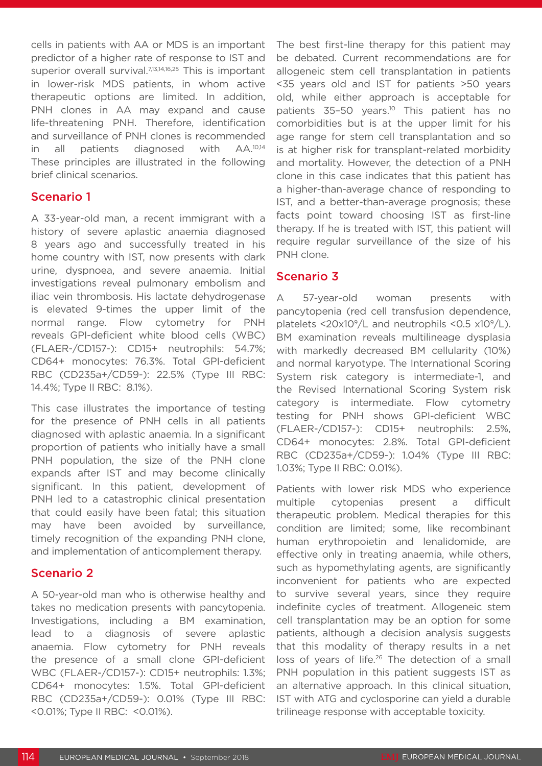cells in patients with AA or MDS is an important predictor of a higher rate of response to IST and superior overall survival.[7,13,14,16,25] This is important in lower-risk MDS patients, in whom active therapeutic options are limited. In addition, PNH clones in AA may expand and cause life-threatening PNH. Therefore, identification and surveillance of PNH clones is recommended in all patients diagnosed with AA.[10,14] These principles are illustrated in the following brief clinical scenarios.

## Scenario 1

A 33-year-old man, a recent immigrant with a history of severe aplastic anaemia diagnosed 8 years ago and successfully treated in his home country with IST, now presents with dark urine, dyspnoea, and severe anaemia. Initial investigations reveal pulmonary embolism and iliac vein thrombosis. His lactate dehydrogenase is elevated 9-times the upper limit of the normal range. Flow cytometry for PNH reveals GPI-deficient white blood cells (WBC) (FLAER-/CD157-): CD15+ neutrophils: 54.7%; CD64+ monocytes: 76.3%. Total GPI-deficient RBC (CD235a+/CD59-): 22.5% (Type III RBC: 14.4%; Type II RBC: 8.1%).

This case illustrates the importance of testing for the presence of PNH cells in all patients diagnosed with aplastic anaemia. In a significant proportion of patients who initially have a small PNH population, the size of the PNH clone expands after IST and may become clinically significant. In this patient, development of PNH led to a catastrophic clinical presentation that could easily have been fatal; this situation may have been avoided by surveillance, timely recognition of the expanding PNH clone, and implementation of anticomplement therapy.

## Scenario 2

A 50-year-old man who is otherwise healthy and takes no medication presents with pancytopenia. Investigations, including a BM examination, lead to a diagnosis of severe aplastic anaemia. Flow cytometry for PNH reveals the presence of a small clone GPI-deficient WBC (FLAER-/CD157-): CD15+ neutrophils: 1.3%; CD64+ monocytes: 1.5%. Total GPI-deficient RBC (CD235a+/CD59-): 0.01% (Type III RBC: <0.01%; Type II RBC: <0.01%).

The best first-line therapy for this patient may be debated. Current recommendations are for allogeneic stem cell transplantation in patients <35 years old and IST for patients >50 years old, while either approach is acceptable for patients 35–50 years.[10] This patient has no comorbidities but is at the upper limit for his age range for stem cell transplantation and so is at higher risk for transplant-related morbidity and mortality. However, the detection of a PNH clone in this case indicates that this patient has a higher-than-average chance of responding to IST, and a better-than-average prognosis; these facts point toward choosing IST as first-line therapy. If he is treated with IST, this patient will require regular surveillance of the size of his PNH clone.

## Scenario 3

A 57-year-old woman presents with pancytopenia (red cell transfusion dependence, platelets <20x10$^9$/L and neutrophils <0.5 x10$^9$/L). BM examination reveals multilineage dysplasia with markedly decreased BM cellularity (10%) and normal karyotype. The International Scoring System risk category is intermediate-1, and the Revised International Scoring System risk category is intermediate. Flow cytometry testing for PNH shows GPI-deficient WBC (FLAER-/CD157-): CD15+ neutrophils: 2.5%, CD64+ monocytes: 2.8%. Total GPI-deficient RBC (CD235a+/CD59-): 1.04% (Type III RBC: 1.03%; Type II RBC: 0.01%).

Patients with lower risk MDS who experience multiple cytopenias present a difficult therapeutic problem. Medical therapies for this condition are limited; some, like recombinant human erythropoietin and lenalidomide, are effective only in treating anaemia, while others, such as hypomethylating agents, are significantly inconvenient for patients who are expected to survive several years, since they require indefinite cycles of treatment. Allogeneic stem cell transplantation may be an option for some patients, although a decision analysis suggests that this modality of therapy results in a net loss of years of life.[26] The detection of a small PNH population in this patient suggests IST as an alternative approach. In this clinical situation, IST with ATG and cyclosporine can yield a durable trilineage response with acceptable toxicity.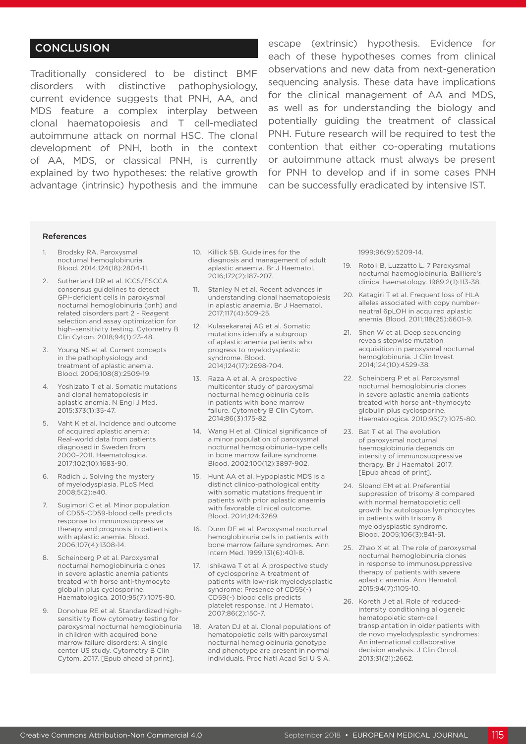## CONCLUSION

Traditionally considered to be distinct BMF disorders with distinctive pathophysiology, current evidence suggests that PNH, AA, and MDS feature a complex interplay between clonal haematopoiesis and T cell-mediated autoimmune attack on normal HSC. The clonal development of PNH, both in the context of AA, MDS, or classical PNH, is currently explained by two hypotheses: the relative growth advantage (intrinsic) hypothesis and the immune escape (extrinsic) hypothesis. Evidence for each of these hypotheses comes from clinical observations and new data from next-generation sequencing analysis. These data have implications for the clinical management of AA and MDS, as well as for understanding the biology and potentially guiding the treatment of classical PNH. Future research will be required to test the contention that either co-operating mutations or autoimmune attack must always be present for PNH to develop and if in some cases PNH can be successfully eradicated by intensive IST.

### References

1. Brodsky RA. Paroxysmal nocturnal hemoglobinuria. Blood. 2014;124(18):2804-11.
2. Sutherland DR et al. ICCS/ESCCA consensus guidelines to detect GPI–deficient cells in paroxysmal nocturnal hemoglobinuria (pnh) and related disorders part 2 - Reagent selection and assay optimization for high–sensitivity testing. Cytometry B Clin Cytom. 2018;94(1):23-48.
3. Young NS et al. Current concepts in the pathophysiology and treatment of aplastic anemia. Blood. 2006;108(8):2509-19.
4. Yoshizato T et al. Somatic mutations and clonal hematopoiesis in aplastic anemia. N Engl J Med. 2015;373(1):35-47.
5. Vaht K et al. Incidence and outcome of acquired aplastic anemia: Real-world data from patients diagnosed in Sweden from 2000–2011. Haematologica. 2017;102(10):1683-90.
6. Radich J. Solving the mystery of myelodysplasia. PLoS Med. 2008;5(2):e40.
7. Sugimori C et al. Minor population of CD55-CD59-blood cells predicts response to immunosuppressive therapy and prognosis in patients with aplastic anemia. Blood. 2006;107(4):1308-14.
8. Scheinberg P et al. Paroxysmal nocturnal hemoglobinuria clones in severe aplastic anemia patients treated with horse anti-thymocyte globulin plus cyclosporine. Haematologica. 2010;95(7):1075-80.
9. Donohue RE et al. Standardized high–sensitivity flow cytometry testing for paroxysmal nocturnal hemoglobinuria in children with acquired bone marrow failure disorders: A single center US study. Cytometry B Clin Cytom. 2017. [Epub ahead of print].
10. Killick SB. Guidelines for the diagnosis and management of adult aplastic anaemia. Br J Haematol. 2016;172(2):187-207.
11. Stanley N et al. Recent advances in understanding clonal haematopoiesis in aplastic anaemia. Br J Haematol. 2017;117(4):509-25.
12. Kulasekararaj AG et al. Somatic mutations identify a subgroup of aplastic anemia patients who progress to myelodysplastic syndrome. Blood. 2014;124(17):2698-704.
13. Raza A et al. A prospective multicenter study of paroxysmal nocturnal hemoglobinuria cells in patients with bone marrow failure. Cytometry B Clin Cytom. 2014;86(3):175-82.
14. Wang H et al. Clinical significance of a minor population of paroxysmal nocturnal hemoglobinuria–type cells in bone marrow failure syndrome. Blood. 2002;100(12):3897-902.
15. Hunt AA et al. Hypoplastic MDS is a distinct clinico-pathological entity with somatic mutations frequent in patients with prior aplastic anaemia with favorable clinical outcome. Blood. 2014;124:3269.
16. Dunn DE et al. Paroxysmal nocturnal hemoglobinuria cells in patients with bone marrow failure syndromes. Ann Intern Med. 1999;131(6):401-8.
17. Ishikawa T et al. A prospective study of cyclosporine A treatment of patients with low-risk myelodysplastic syndrome: Presence of CD55(-) CD59(-) blood cells predicts platelet response. Int J Hematol. 2007;86(2):150-7.
18. Araten DJ et al. Clonal populations of hematopoietic cells with paroxysmal nocturnal hemoglobinuria genotype and phenotype are present in normal individuals. Proc Natl Acad Sci U S A. 1999;96(9):5209-14.
19. Rotoli B, Luzzatto L. 7 Paroxysmal nocturnal haemoglobinuria. Bailliere's clinical haematology. 1989;2(1):113-38.
20. Katagiri T et al. Frequent loss of HLA alleles associated with copy number-neutral 6pLOH in acquired aplastic anemia. Blood. 2011;118(25):6601-9.
21. Shen W et al. Deep sequencing reveals stepwise mutation acquisition in paroxysmal nocturnal hemoglobinuria. J Clin Invest. 2014;124(10):4529-38.
22. Scheinberg P et al. Paroxysmal nocturnal hemoglobinuria clones in severe aplastic anemia patients treated with horse anti-thymocyte globulin plus cyclosporine. Haematologica. 2010;95(7):1075-80.
23. Bat T et al. The evolution of paroxysmal nocturnal haemoglobinuria depends on intensity of immunosuppressive therapy. Br J Haematol. 2017. [Epub ahead of print].
24. Sloand EM et al. Preferential suppression of trisomy 8 compared with normal hematopoietic cell growth by autologous lymphocytes in patients with trisomy 8 myelodysplastic syndrome. Blood. 2005;106(3):841-51.
25. Zhao X et al. The role of paroxysmal nocturnal hemoglobinuria clones in response to immunosuppressive therapy of patients with severe aplastic anemia. Ann Hematol. 2015;94(7):1105-10.
26. Koreth J et al. Role of reduced-intensity conditioning allogeneic hematopoietic stem-cell transplantation in older patients with de novo myelodysplastic syndromes: An international collaborative decision analysis. J Clin Oncol. 2013;31(21):2662.